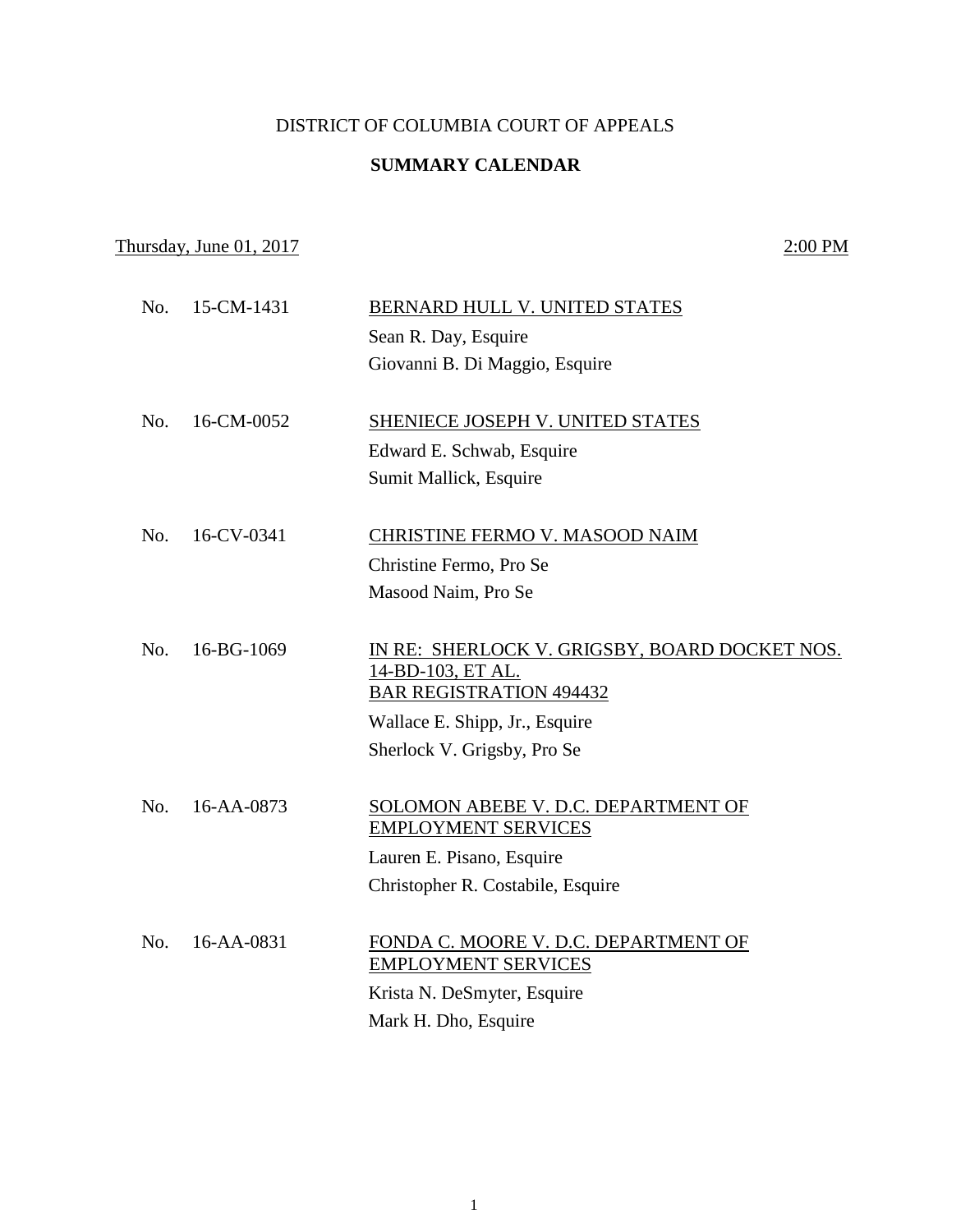DISTRICT OF COLUMBIA COURT OF APPEALS

**SUMMARY CALENDAR**

Thursday, June 01, 2017 — 2:00 PM

No. 15-CM-1431 — BERNARD HULL V. UNITED STATES
Sean R. Day, Esquire
Giovanni B. Di Maggio, Esquire

No. 16-CM-0052 — SHENIECE JOSEPH V. UNITED STATES
Edward E. Schwab, Esquire
Sumit Mallick, Esquire

No. 16-CV-0341 — CHRISTINE FERMO V. MASOOD NAIM
Christine Fermo, Pro Se
Masood Naim, Pro Se

No. 16-BG-1069 — IN RE: SHERLOCK V. GRIGSBY, BOARD DOCKET NOS. 14-BD-103, ET AL. BAR REGISTRATION 494432
Wallace E. Shipp, Jr., Esquire
Sherlock V. Grigsby, Pro Se

No. 16-AA-0873 — SOLOMON ABEBE V. D.C. DEPARTMENT OF EMPLOYMENT SERVICES
Lauren E. Pisano, Esquire
Christopher R. Costabile, Esquire

No. 16-AA-0831 — FONDA C. MOORE V. D.C. DEPARTMENT OF EMPLOYMENT SERVICES
Krista N. DeSmyter, Esquire
Mark H. Dho, Esquire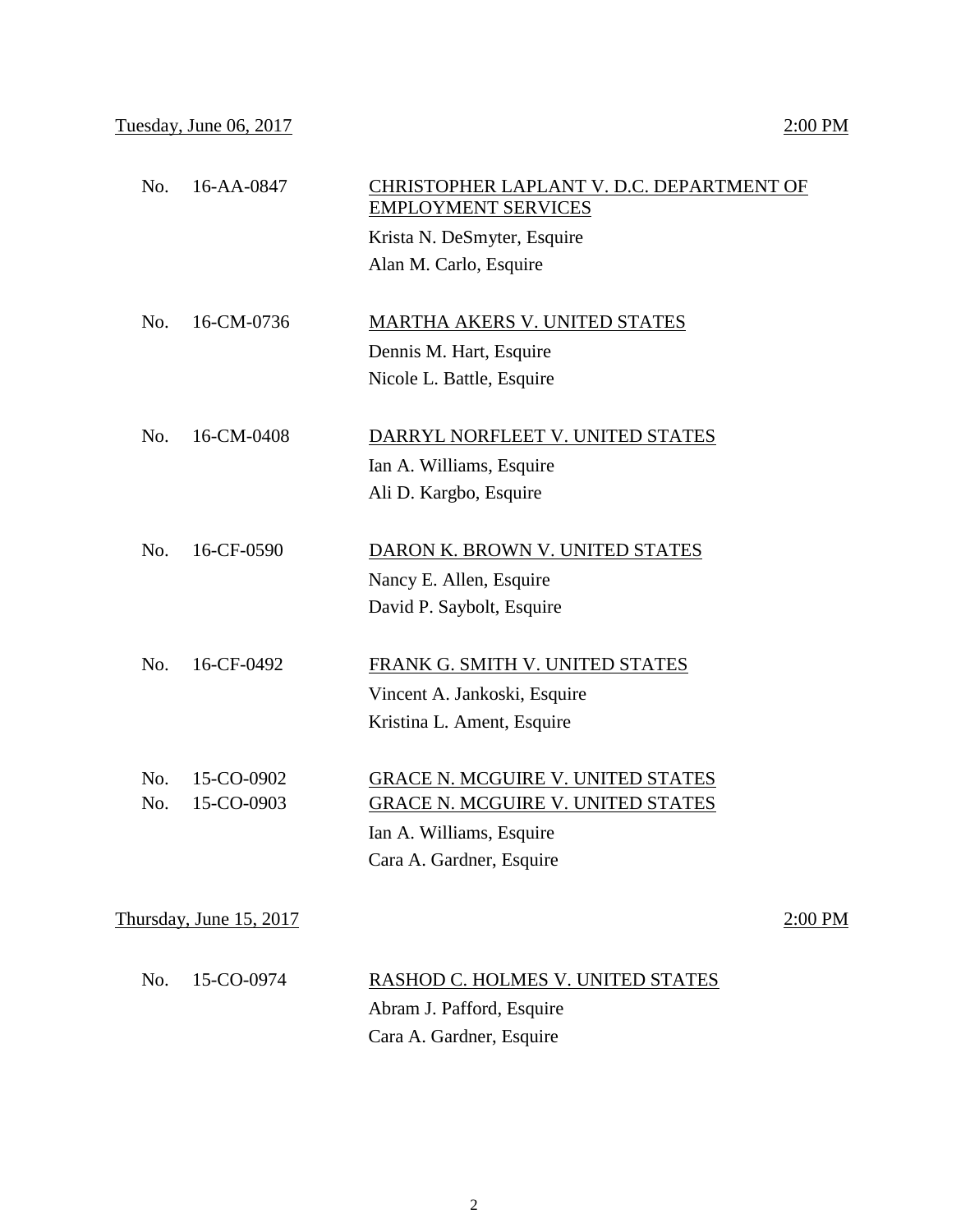Tuesday, June 06, 2017 2:00 PM

No. 16-AA-0847 CHRISTOPHER LAPLANT V. D.C. DEPARTMENT OF EMPLOYMENT SERVICES

Krista N. DeSmyter, Esquire
Alan M. Carlo, Esquire

No. 16-CM-0736 MARTHA AKERS V. UNITED STATES

Dennis M. Hart, Esquire
Nicole L. Battle, Esquire

No. 16-CM-0408 DARRYL NORFLEET V. UNITED STATES

Ian A. Williams, Esquire
Ali D. Kargbo, Esquire

No. 16-CF-0590 DARON K. BROWN V. UNITED STATES

Nancy E. Allen, Esquire
David P. Saybolt, Esquire

No. 16-CF-0492 FRANK G. SMITH V. UNITED STATES

Vincent A. Jankoski, Esquire
Kristina L. Ament, Esquire

No. 15-CO-0902 GRACE N. MCGUIRE V. UNITED STATES
No. 15-CO-0903 GRACE N. MCGUIRE V. UNITED STATES

Ian A. Williams, Esquire
Cara A. Gardner, Esquire

Thursday, June 15, 2017 2:00 PM

No. 15-CO-0974 RASHOD C. HOLMES V. UNITED STATES

Abram J. Pafford, Esquire
Cara A. Gardner, Esquire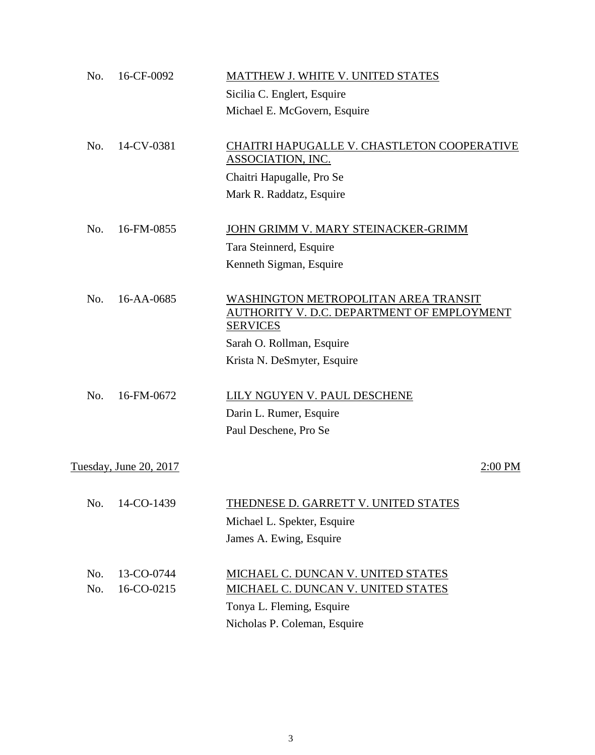No. 16-CF-0092 — MATTHEW J. WHITE V. UNITED STATES
Sicilia C. Englert, Esquire
Michael E. McGovern, Esquire

No. 14-CV-0381 — CHAITRI HAPUGALLE V. CHASTLETON COOPERATIVE ASSOCIATION, INC.
Chaitri Hapugalle, Pro Se
Mark R. Raddatz, Esquire

No. 16-FM-0855 — JOHN GRIMM V. MARY STEINACKER-GRIMM
Tara Steinnerd, Esquire
Kenneth Sigman, Esquire

No. 16-AA-0685 — WASHINGTON METROPOLITAN AREA TRANSIT AUTHORITY V. D.C. DEPARTMENT OF EMPLOYMENT SERVICES
Sarah O. Rollman, Esquire
Krista N. DeSmyter, Esquire

No. 16-FM-0672 — LILY NGUYEN V. PAUL DESCHENE
Darin L. Rumer, Esquire
Paul Deschene, Pro Se

Tuesday, June 20, 2017 — 2:00 PM

No. 14-CO-1439 — THEDNESE D. GARRETT V. UNITED STATES
Michael L. Spekter, Esquire
James A. Ewing, Esquire

No. 13-CO-0744 — MICHAEL C. DUNCAN V. UNITED STATES
No. 16-CO-0215 — MICHAEL C. DUNCAN V. UNITED STATES
Tonya L. Fleming, Esquire
Nicholas P. Coleman, Esquire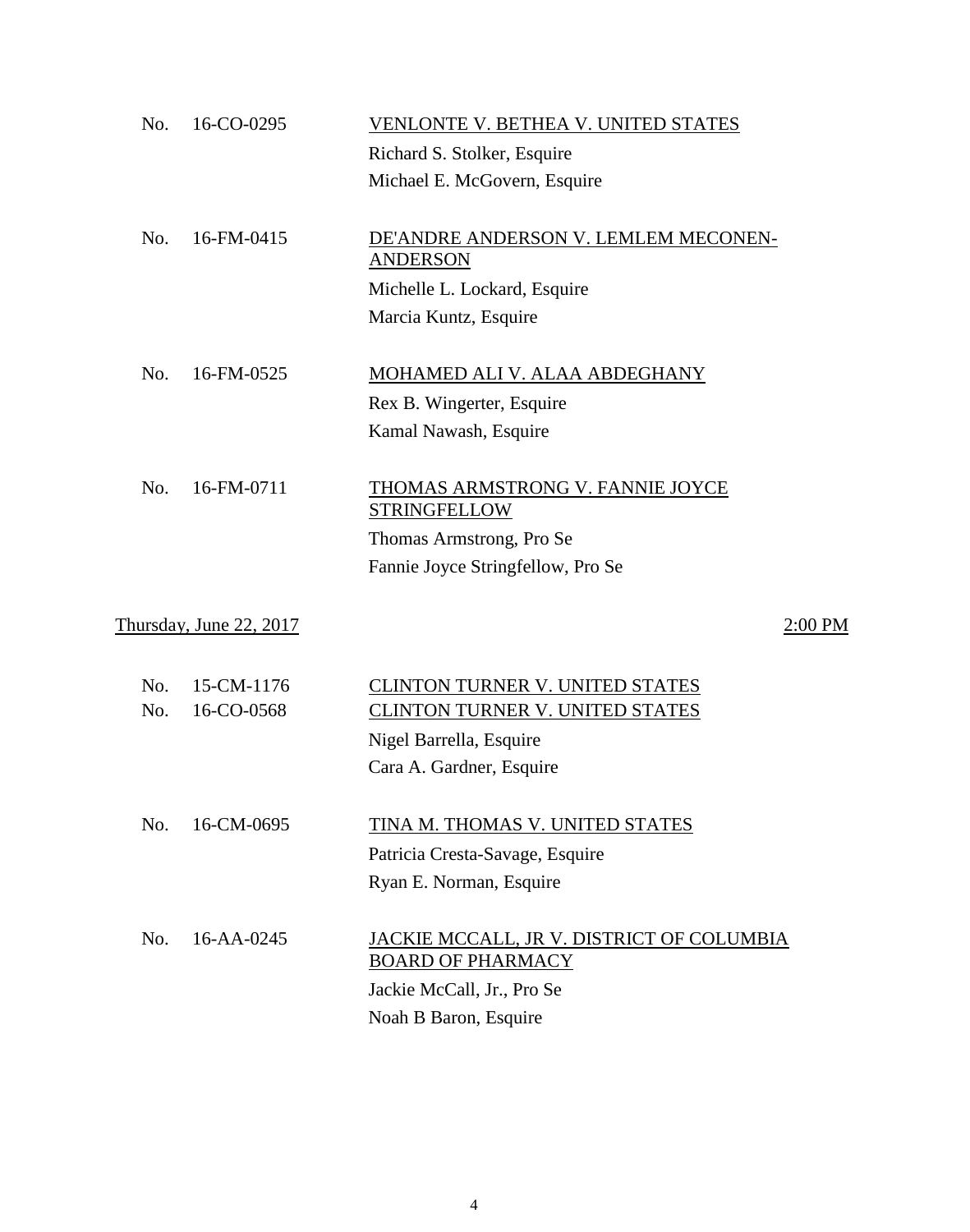No. 16-CO-0295 — VENLONTE V. BETHEA V. UNITED STATES
Richard S. Stolker, Esquire
Michael E. McGovern, Esquire

No. 16-FM-0415 — DE'ANDRE ANDERSON V. LEMLEM MECONEN-ANDERSON
Michelle L. Lockard, Esquire
Marcia Kuntz, Esquire

No. 16-FM-0525 — MOHAMED ALI V. ALAA ABDEGHANY
Rex B. Wingerter, Esquire
Kamal Nawash, Esquire

No. 16-FM-0711 — THOMAS ARMSTRONG V. FANNIE JOYCE STRINGFELLOW
Thomas Armstrong, Pro Se
Fannie Joyce Stringfellow, Pro Se

## Thursday, June 22, 2017 — 2:00 PM

No. 15-CM-1176 — CLINTON TURNER V. UNITED STATES
No. 16-CO-0568 — CLINTON TURNER V. UNITED STATES
Nigel Barrella, Esquire
Cara A. Gardner, Esquire

No. 16-CM-0695 — TINA M. THOMAS V. UNITED STATES
Patricia Cresta-Savage, Esquire
Ryan E. Norman, Esquire

No. 16-AA-0245 — JACKIE MCCALL, JR V. DISTRICT OF COLUMBIA BOARD OF PHARMACY
Jackie McCall, Jr., Pro Se
Noah B Baron, Esquire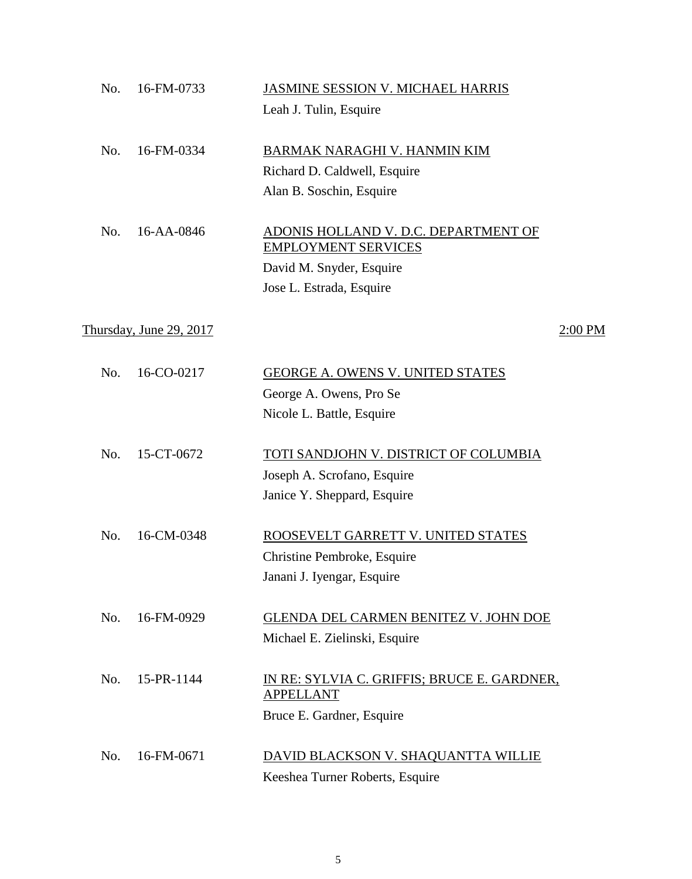No. 16-FM-0733 <u>JASMINE SESSION V. MICHAEL HARRIS</u>
Leah J. Tulin, Esquire

No. 16-FM-0334 <u>BARMAK NARAGHI V. HANMIN KIM</u>
Richard D. Caldwell, Esquire
Alan B. Soschin, Esquire

No. 16-AA-0846 <u>ADONIS HOLLAND V. D.C. DEPARTMENT OF EMPLOYMENT SERVICES</u>
David M. Snyder, Esquire
Jose L. Estrada, Esquire

<u>Thursday, June 29, 2017</u> <u>2:00 PM</u>

No. 16-CO-0217 <u>GEORGE A. OWENS V. UNITED STATES</u>
George A. Owens, Pro Se
Nicole L. Battle, Esquire

No. 15-CT-0672 <u>TOTI SANDJOHN V. DISTRICT OF COLUMBIA</u>
Joseph A. Scrofano, Esquire
Janice Y. Sheppard, Esquire

No. 16-CM-0348 <u>ROOSEVELT GARRETT V. UNITED STATES</u>
Christine Pembroke, Esquire
Janani J. Iyengar, Esquire

No. 16-FM-0929 <u>GLENDA DEL CARMEN BENITEZ V. JOHN DOE</u>
Michael E. Zielinski, Esquire

No. 15-PR-1144 <u>IN RE: SYLVIA C. GRIFFIS; BRUCE E. GARDNER, APPELLANT</u>
Bruce E. Gardner, Esquire

No. 16-FM-0671 <u>DAVID BLACKSON V. SHAQUANTTA WILLIE</u>
Keeshea Turner Roberts, Esquire